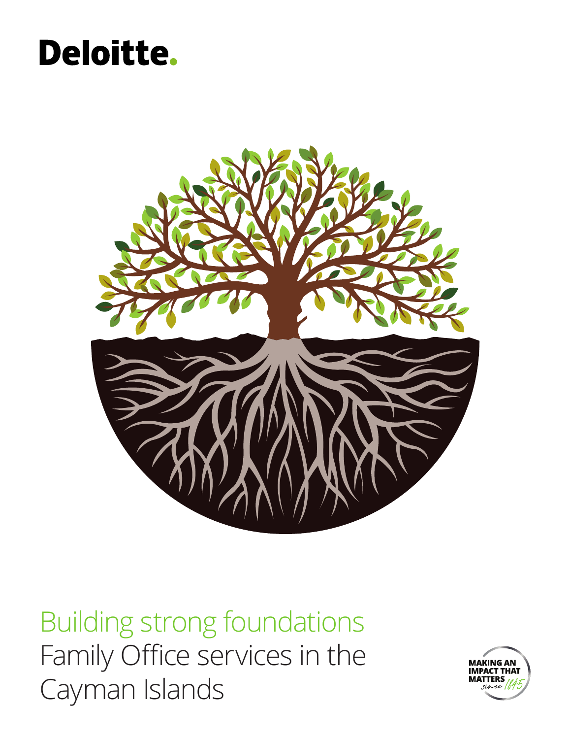Deloitte.

# Building strong foundations

## Family Office services in the Cayman Islands

MAKING AN IMPACT THAT MATTERS since 1845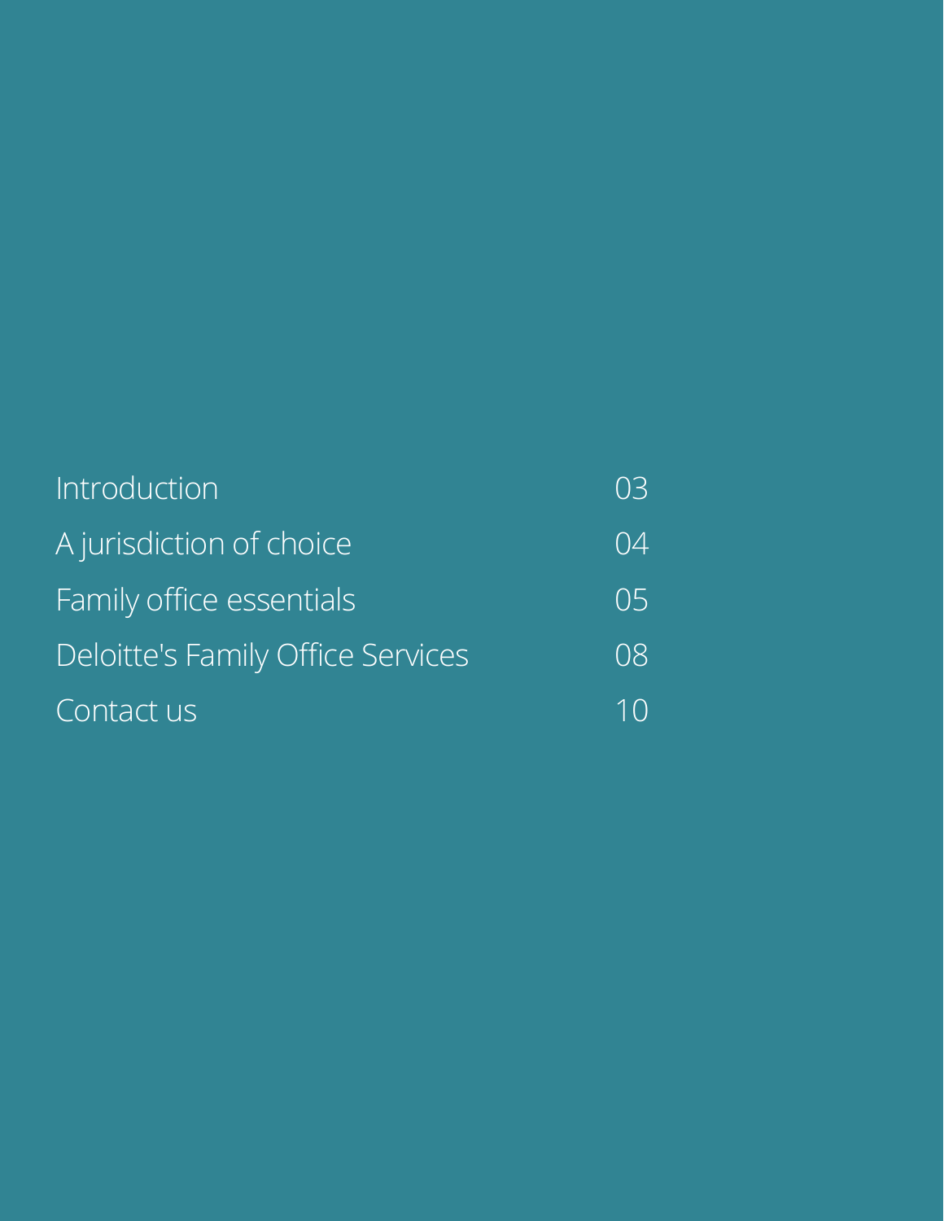| | |
|---|---|
| Introduction | 03 |
| A jurisdiction of choice | 04 |
| Family office essentials | 05 |
| Deloitte's Family Office Services | 08 |
| Contact us | 10 |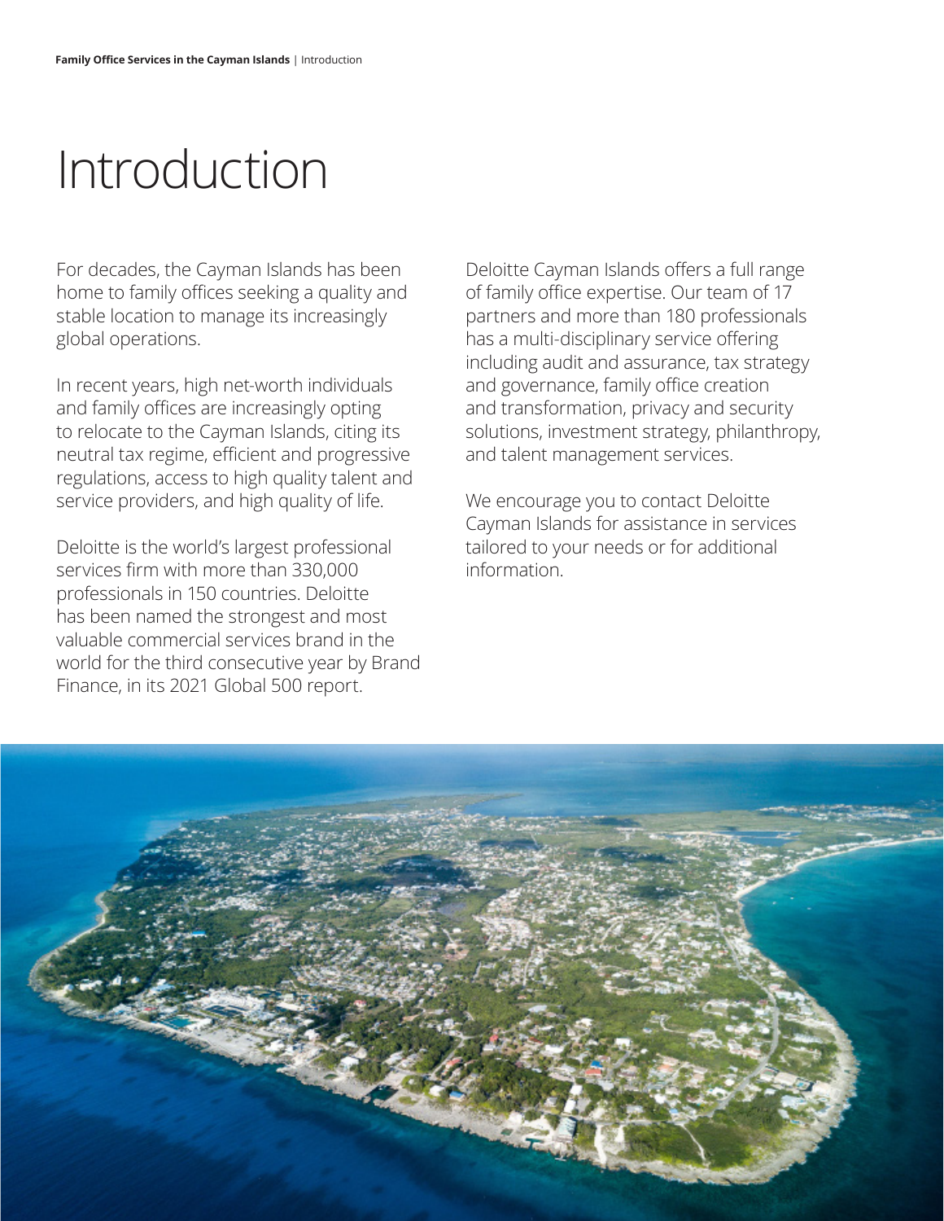# Introduction

For decades, the Cayman Islands has been home to family offices seeking a quality and stable location to manage its increasingly global operations.

In recent years, high net-worth individuals and family offices are increasingly opting to relocate to the Cayman Islands, citing its neutral tax regime, efficient and progressive regulations, access to high quality talent and service providers, and high quality of life.

Deloitte is the world's largest professional services firm with more than 330,000 professionals in 150 countries. Deloitte has been named the strongest and most valuable commercial services brand in the world for the third consecutive year by Brand Finance, in its 2021 Global 500 report.

Deloitte Cayman Islands offers a full range of family office expertise. Our team of 17 partners and more than 180 professionals has a multi-disciplinary service offering including audit and assurance, tax strategy and governance, family office creation and transformation, privacy and security solutions, investment strategy, philanthropy, and talent management services.

We encourage you to contact Deloitte Cayman Islands for assistance in services tailored to your needs or for additional information.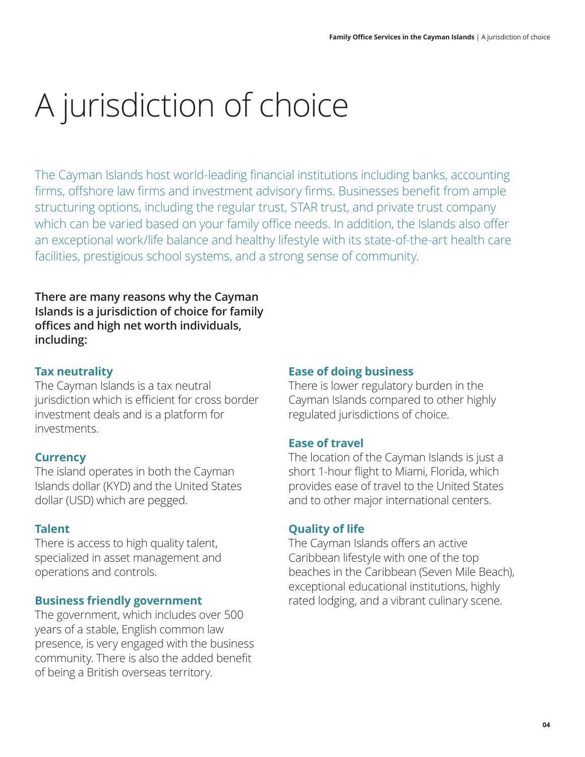# A jurisdiction of choice

The Cayman Islands host world-leading financial institutions including banks, accounting firms, offshore law firms and investment advisory firms. Businesses benefit from ample structuring options, including the regular trust, STAR trust, and private trust company which can be varied based on your family office needs. In addition, the Islands also offer an exceptional work/life balance and healthy lifestyle with its state-of-the-art health care facilities, prestigious school systems, and a strong sense of community.

**There are many reasons why the Cayman Islands is a jurisdiction of choice for family offices and high net worth individuals, including:**

### Tax neutrality

The Cayman Islands is a tax neutral jurisdiction which is efficient for cross border investment deals and is a platform for investments.

### Currency

The island operates in both the Cayman Islands dollar (KYD) and the United States dollar (USD) which are pegged.

### Talent

There is access to high quality talent, specialized in asset management and operations and controls.

### Business friendly government

The government, which includes over 500 years of a stable, English common law presence, is very engaged with the business community. There is also the added benefit of being a British overseas territory.

### Ease of doing business

There is lower regulatory burden in the Cayman Islands compared to other highly regulated jurisdictions of choice.

### Ease of travel

The location of the Cayman Islands is just a short 1-hour flight to Miami, Florida, which provides ease of travel to the United States and to other major international centers.

### Quality of life

The Cayman Islands offers an active Caribbean lifestyle with one of the top beaches in the Caribbean (Seven Mile Beach), exceptional educational institutions, highly rated lodging, and a vibrant culinary scene.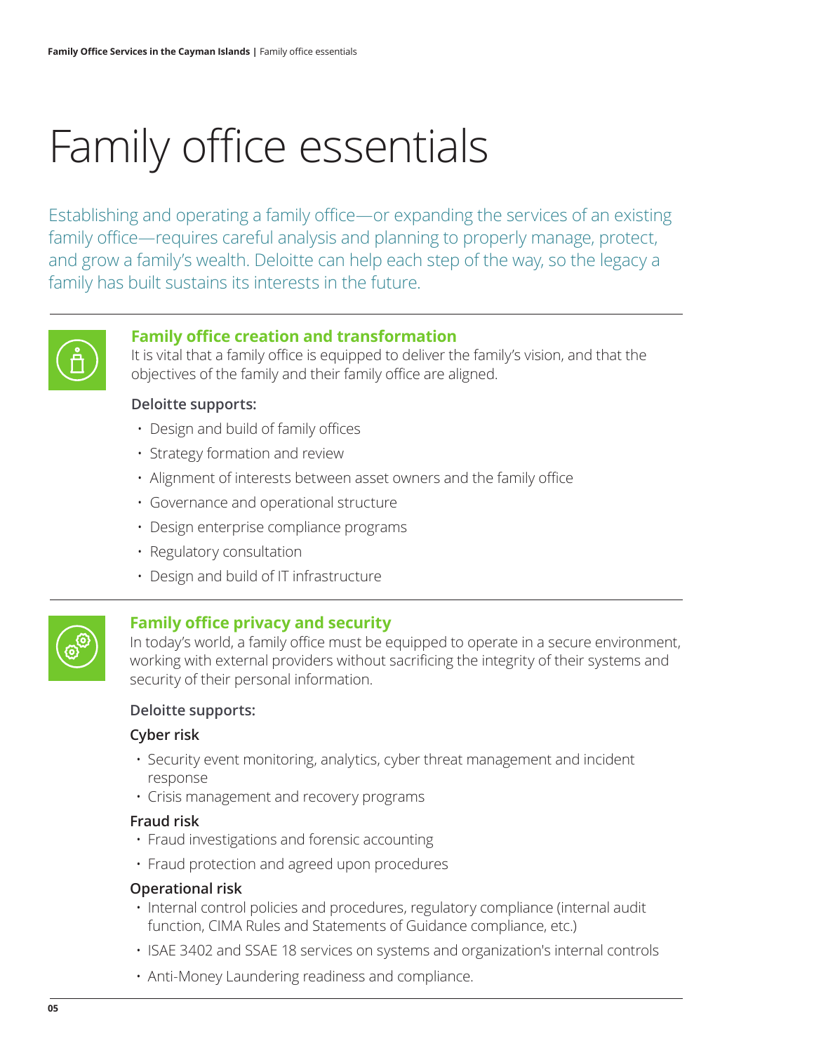# Family office essentials

Establishing and operating a family office—or expanding the services of an existing family office—requires careful analysis and planning to properly manage, protect, and grow a family's wealth. Deloitte can help each step of the way, so the legacy a family has built sustains its interests in the future.

## Family office creation and transformation

It is vital that a family office is equipped to deliver the family's vision, and that the objectives of the family and their family office are aligned.

**Deloitte supports:**

- Design and build of family offices
- Strategy formation and review
- Alignment of interests between asset owners and the family office
- Governance and operational structure
- Design enterprise compliance programs
- Regulatory consultation
- Design and build of IT infrastructure

## Family office privacy and security

In today's world, a family office must be equipped to operate in a secure environment, working with external providers without sacrificing the integrity of their systems and security of their personal information.

**Deloitte supports:**

**Cyber risk**

- Security event monitoring, analytics, cyber threat management and incident response
- Crisis management and recovery programs

**Fraud risk**

- Fraud investigations and forensic accounting
- Fraud protection and agreed upon procedures

**Operational risk**

- Internal control policies and procedures, regulatory compliance (internal audit function, CIMA Rules and Statements of Guidance compliance, etc.)
- ISAE 3402 and SSAE 18 services on systems and organization's internal controls
- Anti-Money Laundering readiness and compliance.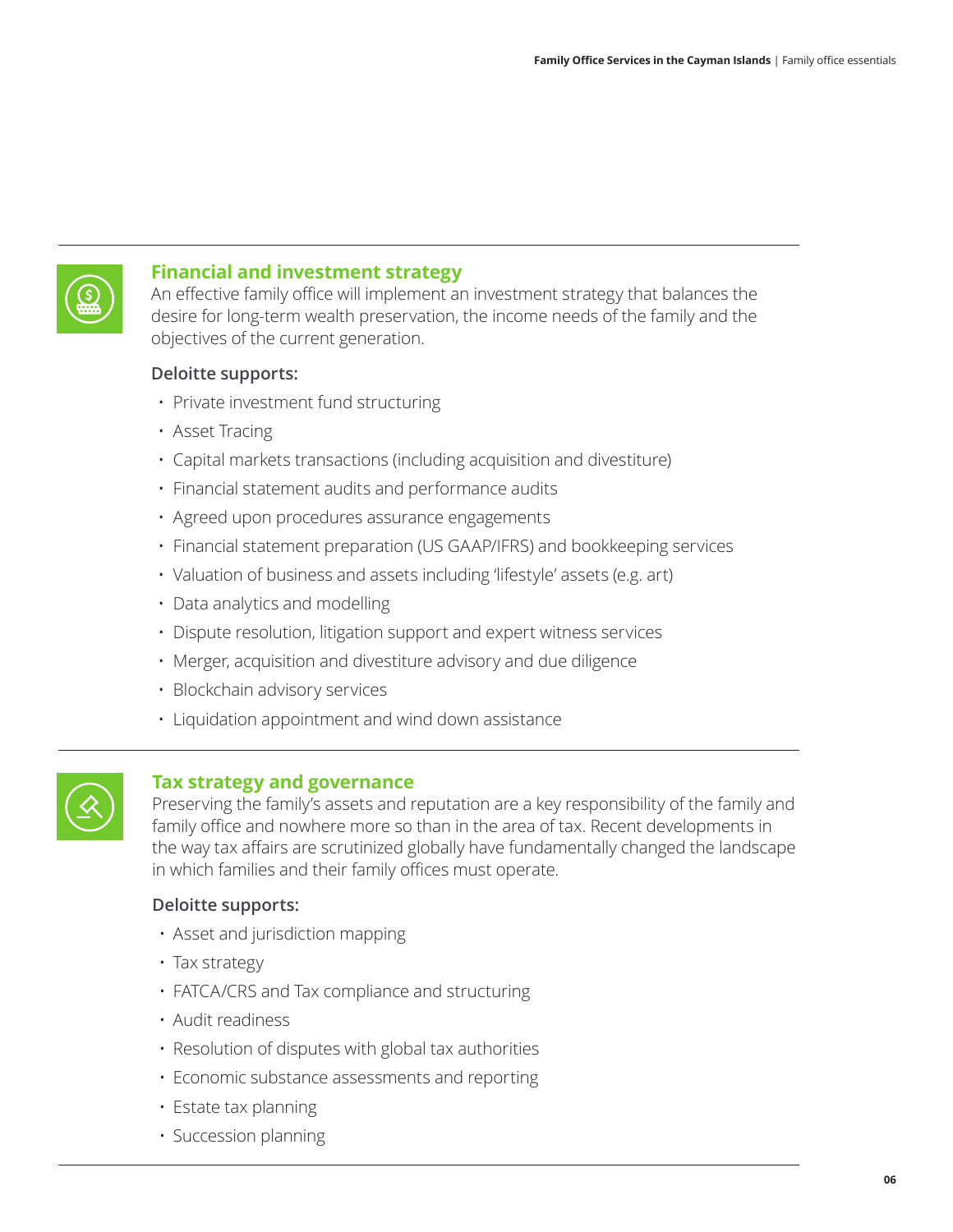## Financial and investment strategy

An effective family office will implement an investment strategy that balances the desire for long-term wealth preservation, the income needs of the family and the objectives of the current generation.

**Deloitte supports:**

- Private investment fund structuring
- Asset Tracing
- Capital markets transactions (including acquisition and divestiture)
- Financial statement audits and performance audits
- Agreed upon procedures assurance engagements
- Financial statement preparation (US GAAP/IFRS) and bookkeeping services
- Valuation of business and assets including 'lifestyle' assets (e.g. art)
- Data analytics and modelling
- Dispute resolution, litigation support and expert witness services
- Merger, acquisition and divestiture advisory and due diligence
- Blockchain advisory services
- Liquidation appointment and wind down assistance

## Tax strategy and governance

Preserving the family's assets and reputation are a key responsibility of the family and family office and nowhere more so than in the area of tax. Recent developments in the way tax affairs are scrutinized globally have fundamentally changed the landscape in which families and their family offices must operate.

**Deloitte supports:**

- Asset and jurisdiction mapping
- Tax strategy
- FATCA/CRS and Tax compliance and structuring
- Audit readiness
- Resolution of disputes with global tax authorities
- Economic substance assessments and reporting
- Estate tax planning
- Succession planning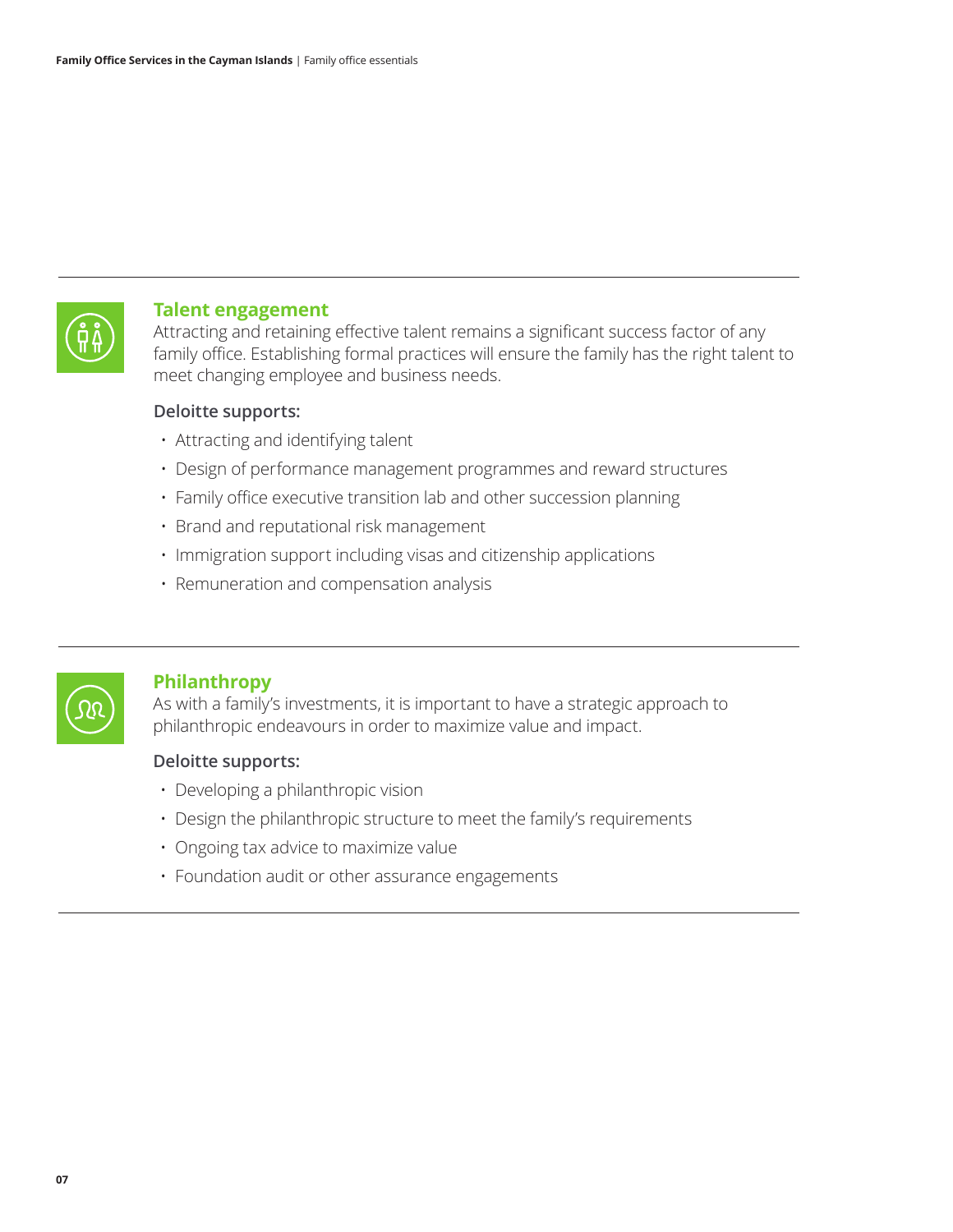## Talent engagement

Attracting and retaining effective talent remains a significant success factor of any family office. Establishing formal practices will ensure the family has the right talent to meet changing employee and business needs.

**Deloitte supports:**

- Attracting and identifying talent
- Design of performance management programmes and reward structures
- Family office executive transition lab and other succession planning
- Brand and reputational risk management
- Immigration support including visas and citizenship applications
- Remuneration and compensation analysis

## Philanthropy

As with a family's investments, it is important to have a strategic approach to philanthropic endeavours in order to maximize value and impact.

**Deloitte supports:**

- Developing a philanthropic vision
- Design the philanthropic structure to meet the family's requirements
- Ongoing tax advice to maximize value
- Foundation audit or other assurance engagements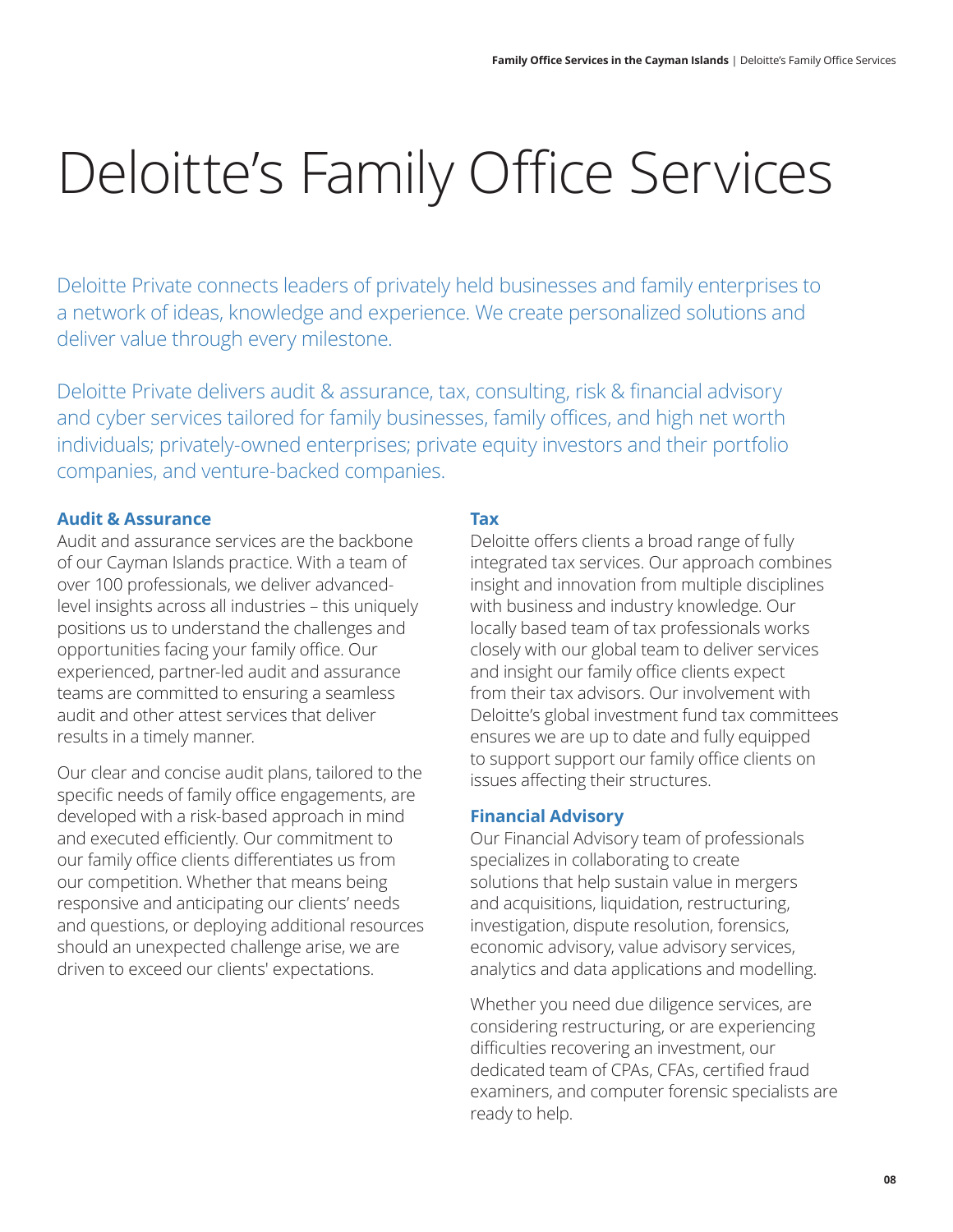# Deloitte's Family Office Services

Deloitte Private connects leaders of privately held businesses and family enterprises to a network of ideas, knowledge and experience. We create personalized solutions and deliver value through every milestone.

Deloitte Private delivers audit & assurance, tax, consulting, risk & financial advisory and cyber services tailored for family businesses, family offices, and high net worth individuals; privately-owned enterprises; private equity investors and their portfolio companies, and venture-backed companies.

### Audit & Assurance

Audit and assurance services are the backbone of our Cayman Islands practice. With a team of over 100 professionals, we deliver advanced-level insights across all industries – this uniquely positions us to understand the challenges and opportunities facing your family office. Our experienced, partner-led audit and assurance teams are committed to ensuring a seamless audit and other attest services that deliver results in a timely manner.

Our clear and concise audit plans, tailored to the specific needs of family office engagements, are developed with a risk-based approach in mind and executed efficiently. Our commitment to our family office clients differentiates us from our competition. Whether that means being responsive and anticipating our clients' needs and questions, or deploying additional resources should an unexpected challenge arise, we are driven to exceed our clients' expectations.

### Tax

Deloitte offers clients a broad range of fully integrated tax services. Our approach combines insight and innovation from multiple disciplines with business and industry knowledge. Our locally based team of tax professionals works closely with our global team to deliver services and insight our family office clients expect from their tax advisors. Our involvement with Deloitte's global investment fund tax committees ensures we are up to date and fully equipped to support support our family office clients on issues affecting their structures.

### Financial Advisory

Our Financial Advisory team of professionals specializes in collaborating to create solutions that help sustain value in mergers and acquisitions, liquidation, restructuring, investigation, dispute resolution, forensics, economic advisory, value advisory services, analytics and data applications and modelling.

Whether you need due diligence services, are considering restructuring, or are experiencing difficulties recovering an investment, our dedicated team of CPAs, CFAs, certified fraud examiners, and computer forensic specialists are ready to help.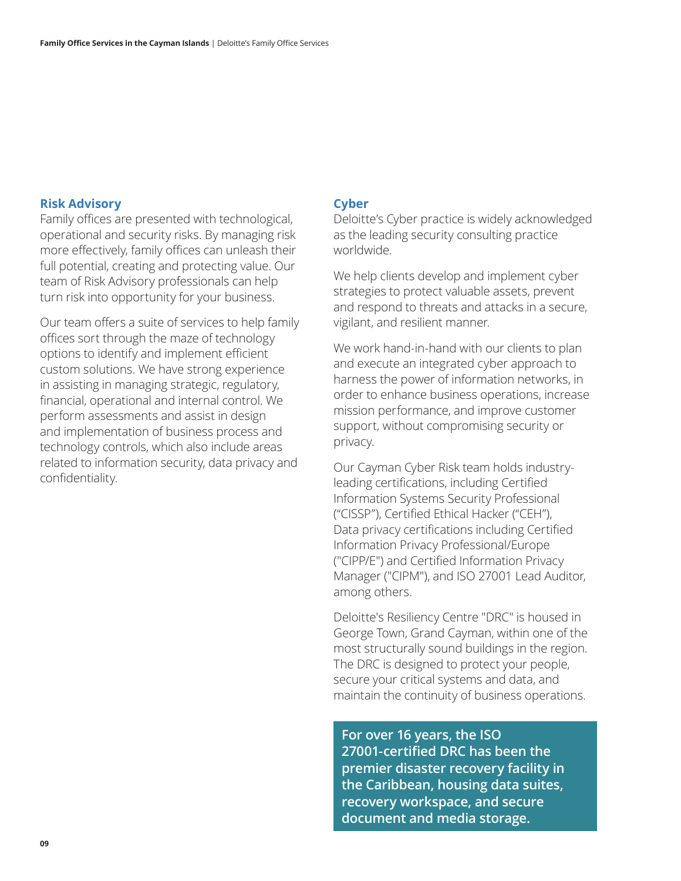## Risk Advisory

Family offices are presented with technological, operational and security risks. By managing risk more effectively, family offices can unleash their full potential, creating and protecting value. Our team of Risk Advisory professionals can help turn risk into opportunity for your business.

Our team offers a suite of services to help family offices sort through the maze of technology options to identify and implement efficient custom solutions. We have strong experience in assisting in managing strategic, regulatory, financial, operational and internal control. We perform assessments and assist in design and implementation of business process and technology controls, which also include areas related to information security, data privacy and confidentiality.

## Cyber

Deloitte's Cyber practice is widely acknowledged as the leading security consulting practice worldwide.

We help clients develop and implement cyber strategies to protect valuable assets, prevent and respond to threats and attacks in a secure, vigilant, and resilient manner.

We work hand-in-hand with our clients to plan and execute an integrated cyber approach to harness the power of information networks, in order to enhance business operations, increase mission performance, and improve customer support, without compromising security or privacy.

Our Cayman Cyber Risk team holds industry-leading certifications, including Certified Information Systems Security Professional ("CISSP"), Certified Ethical Hacker ("CEH"), Data privacy certifications including Certified Information Privacy Professional/Europe ("CIPP/E") and Certified Information Privacy Manager ("CIPM"), and ISO 27001 Lead Auditor, among others.

Deloitte's Resiliency Centre "DRC" is housed in George Town, Grand Cayman, within one of the most structurally sound buildings in the region. The DRC is designed to protect your people, secure your critical systems and data, and maintain the continuity of business operations.

**For over 16 years, the ISO 27001-certified DRC has been the premier disaster recovery facility in the Caribbean, housing data suites, recovery workspace, and secure document and media storage.**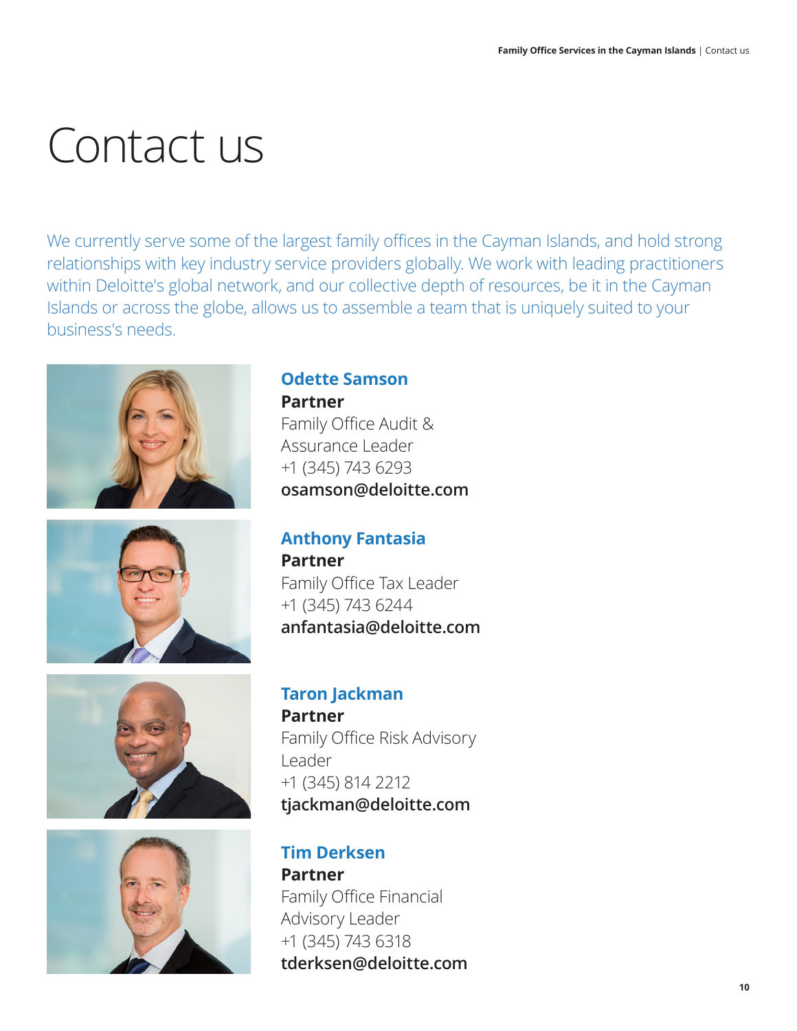# Contact us

We currently serve some of the largest family offices in the Cayman Islands, and hold strong relationships with key industry service providers globally. We work with leading practitioners within Deloitte's global network, and our collective depth of resources, be it in the Cayman Islands or across the globe, allows us to assemble a team that is uniquely suited to your business's needs.

**Odette Samson**
**Partner**
Family Office Audit & Assurance Leader
+1 (345) 743 6293
**osamson@deloitte.com**

**Anthony Fantasia**
**Partner**
Family Office Tax Leader
+1 (345) 743 6244
**anfantasia@deloitte.com**

**Taron Jackman**
**Partner**
Family Office Risk Advisory Leader
+1 (345) 814 2212
**tjackman@deloitte.com**

**Tim Derksen**
**Partner**
Family Office Financial Advisory Leader
+1 (345) 743 6318
**tderksen@deloitte.com**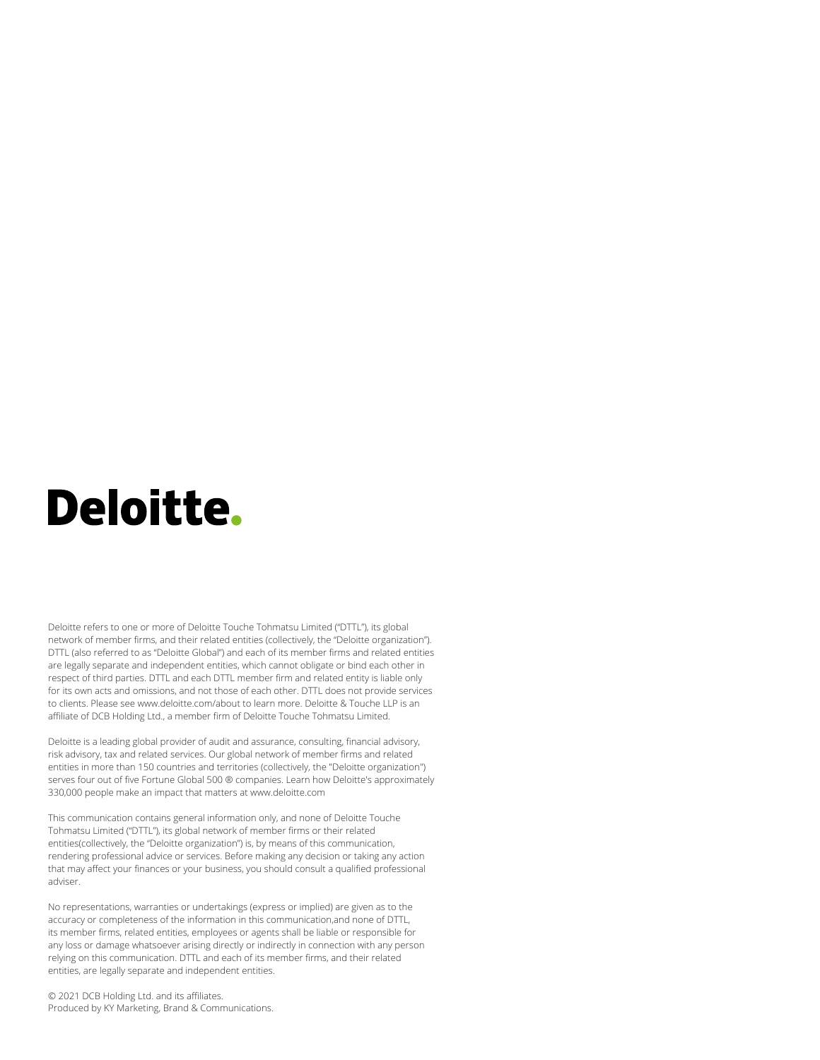# Deloitte.

Deloitte refers to one or more of Deloitte Touche Tohmatsu Limited ("DTTL"), its global network of member firms, and their related entities (collectively, the "Deloitte organization"). DTTL (also referred to as "Deloitte Global") and each of its member firms and related entities are legally separate and independent entities, which cannot obligate or bind each other in respect of third parties. DTTL and each DTTL member firm and related entity is liable only for its own acts and omissions, and not those of each other. DTTL does not provide services to clients. Please see www.deloitte.com/about to learn more. Deloitte & Touche LLP is an affiliate of DCB Holding Ltd., a member firm of Deloitte Touche Tohmatsu Limited.

Deloitte is a leading global provider of audit and assurance, consulting, financial advisory, risk advisory, tax and related services. Our global network of member firms and related entities in more than 150 countries and territories (collectively, the "Deloitte organization") serves four out of five Fortune Global 500 ® companies. Learn how Deloitte's approximately 330,000 people make an impact that matters at www.deloitte.com

This communication contains general information only, and none of Deloitte Touche Tohmatsu Limited ("DTTL"), its global network of member firms or their related entities(collectively, the "Deloitte organization") is, by means of this communication, rendering professional advice or services. Before making any decision or taking any action that may affect your finances or your business, you should consult a qualified professional adviser.

No representations, warranties or undertakings (express or implied) are given as to the accuracy or completeness of the information in this communication,and none of DTTL, its member firms, related entities, employees or agents shall be liable or responsible for any loss or damage whatsoever arising directly or indirectly in connection with any person relying on this communication. DTTL and each of its member firms, and their related entities, are legally separate and independent entities.

© 2021 DCB Holding Ltd. and its affiliates.
Produced by KY Marketing, Brand & Communications.